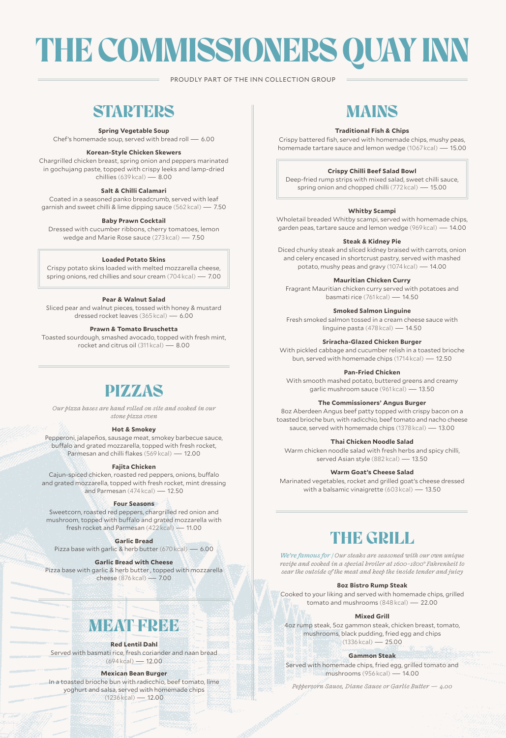# THE COMMISSIONERS QUAY INN

PROUDLY PART OF THE INN COLLECTION GROUP

## STARTERS

**Spring Vegetable Soup**
Chef's homemade soup, served with bread roll — 6.00

**Korean-Style Chicken Skewers**
Chargrilled chicken breast, spring onion and peppers marinated in gochujang paste, topped with crispy leeks and lamp-dried chillies (639 kcal) — 8.00

**Salt & Chilli Calamari**
Coated in a seasoned panko breadcrumb, served with leaf garnish and sweet chilli & lime dipping sauce (562 kcal) — 7.50

**Baby Prawn Cocktail**
Dressed with cucumber ribbons, cherry tomatoes, lemon wedge and Marie Rose sauce (273 kcal) — 7.50

**Loaded Potato Skins**
Crispy potato skins loaded with melted mozzarella cheese, spring onions, red chillies and sour cream (704 kcal) — 7.00

**Pear & Walnut Salad**
Sliced pear and walnut pieces, tossed with honey & mustard dressed rocket leaves (365 kcal) — 6.00

**Prawn & Tomato Bruschetta**
Toasted sourdough, smashed avocado, topped with fresh mint, rocket and citrus oil (311 kcal) — 8.00

## PIZZAS

*Our pizza bases are hand rolled on site and cooked in our stone pizza oven*

**Hot & Smokey**
Pepperoni, jalapeños, sausage meat, smokey barbecue sauce, buffalo and grated mozzarella, topped with fresh rocket, Parmesan and chilli flakes (569 kcal) — 12.00

**Fajita Chicken**
Cajun-spiced chicken, roasted red peppers, onions, buffalo and grated mozzarella, topped with fresh rocket, mint dressing and Parmesan (474 kcal) — 12.50

**Four Seasons**
Sweetcorn, roasted red peppers, chargrilled red onion and mushroom, topped with buffalo and grated mozzarella with fresh rocket and Parmesan (422 kcal) — 11.00

**Garlic Bread**
Pizza base with garlic & herb butter (670 kcal) — 6.00

**Garlic Bread with Cheese**
Pizza base with garlic & herb butter , topped with mozzarella cheese (876 kcal) — 7.00

## MEAT FREE

**Red Lentil Dahl**
Served with basmati rice, fresh coriander and naan bread (694 kcal) — 12.00

**Mexican Bean Burger**
In a toasted brioche bun with radicchio, beef tomato, lime yoghurt and salsa, served with homemade chips (1236 kcal) — 12.00

## MAINS

**Traditional Fish & Chips**
Crispy battered fish, served with homemade chips, mushy peas, homemade tartare sauce and lemon wedge (1067 kcal) — 15.00

**Crispy Chilli Beef Salad Bowl**
Deep-fried rump strips with mixed salad, sweet chilli sauce, spring onion and chopped chilli (772 kcal) — 15.00

**Whitby Scampi**
Wholetail breaded Whitby scampi, served with homemade chips, garden peas, tartare sauce and lemon wedge (969 kcal) — 14.00

**Steak & Kidney Pie**
Diced chunky steak and sliced kidney braised with carrots, onion and celery encased in shortcrust pastry, served with mashed potato, mushy peas and gravy (1074 kcal) — 14.00

**Mauritian Chicken Curry**
Fragrant Mauritian chicken curry served with potatoes and basmati rice (761 kcal) — 14.50

**Smoked Salmon Linguine**
Fresh smoked salmon tossed in a cream cheese sauce with linguine pasta (478 kcal) — 14.50

**Sriracha-Glazed Chicken Burger**
With pickled cabbage and cucumber relish in a toasted brioche bun, served with homemade chips (1714 kcal) — 12.50

**Pan-Fried Chicken**
With smooth mashed potato, buttered greens and creamy garlic mushroom sauce (961 kcal) — 13.50

**The Commissioners' Angus Burger**
8oz Aberdeen Angus beef patty topped with crispy bacon on a toasted brioche bun, with radicchio, beef tomato and nacho cheese sauce, served with homemade chips (1378 kcal) — 13.00

**Thai Chicken Noodle Salad**
Warm chicken noodle salad with fresh herbs and spicy chilli, served Asian style (882 kcal) — 13.50

**Warm Goat's Cheese Salad**
Marinated vegetables, rocket and grilled goat's cheese dressed with a balsamic vinaigrette (603 kcal) — 13.50

## THE GRILL

*We're famous for / Our steaks are seasoned with our own unique recipe and cooked in a special broiler at 1600–1800° Fahrenheit to sear the outside of the meat and keep the inside tender and juicy*

**8oz Bistro Rump Steak**
Cooked to your liking and served with homemade chips, grilled tomato and mushrooms (848 kcal) — 22.00

**Mixed Grill**
4oz rump steak, 5oz gammon steak, chicken breast, tomato, mushrooms, black pudding, fried egg and chips (1336 kcal) — 25.00

**Gammon Steak**
Served with homemade chips, fried egg, grilled tomato and mushrooms (956 kcal) — 14.00

*Peppercorn Sauce, Diane Sauce or Garlic Butter — 4.00*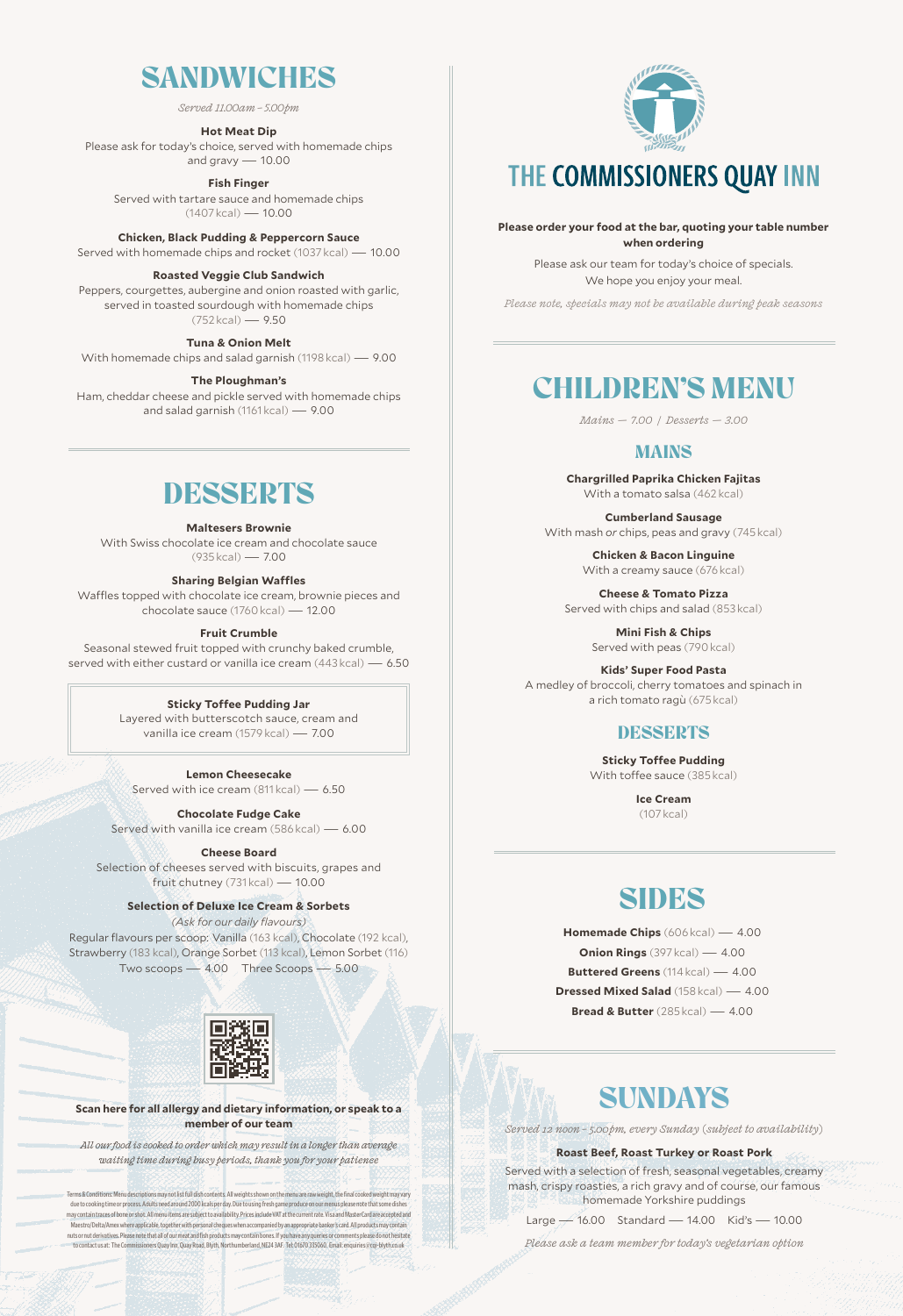# SANDWICHES

*Served 11.00am – 5.00pm*

**Hot Meat Dip**
Please ask for today's choice, served with homemade chips and gravy — 10.00

**Fish Finger**
Served with tartare sauce and homemade chips (1407 kcal) — 10.00

**Chicken, Black Pudding & Peppercorn Sauce**
Served with homemade chips and rocket (1037 kcal) — 10.00

**Roasted Veggie Club Sandwich**
Peppers, courgettes, aubergine and onion roasted with garlic, served in toasted sourdough with homemade chips (752 kcal) — 9.50

**Tuna & Onion Melt**
With homemade chips and salad garnish (1198 kcal) — 9.00

**The Ploughman's**
Ham, cheddar cheese and pickle served with homemade chips and salad garnish (1161 kcal) — 9.00

# DESSERTS

**Maltesers Brownie**
With Swiss chocolate ice cream and chocolate sauce (935 kcal) — 7.00

**Sharing Belgian Waffles**
Waffles topped with chocolate ice cream, brownie pieces and chocolate sauce (1760 kcal) — 12.00

**Fruit Crumble**
Seasonal stewed fruit topped with crunchy baked crumble, served with either custard or vanilla ice cream (443 kcal) — 6.50

**Sticky Toffee Pudding Jar**
Layered with butterscotch sauce, cream and vanilla ice cream (1579 kcal) — 7.00

**Lemon Cheesecake**
Served with ice cream (811 kcal) — 6.50

**Chocolate Fudge Cake**
Served with vanilla ice cream (586 kcal) — 6.00

**Cheese Board**
Selection of cheeses served with biscuits, grapes and fruit chutney (731 kcal) — 10.00

**Selection of Deluxe Ice Cream & Sorbets**
*(Ask for our daily flavours)*
Regular flavours per scoop: Vanilla (163 kcal), Chocolate (192 kcal), Strawberry (183 kcal), Orange Sorbet (113 kcal), Lemon Sorbet (116)
Two scoops — 4.00 Three Scoops — 5.00

**Scan here for all allergy and dietary information, or speak to a member of our team**

*All our food is cooked to order which may result in a longer than average waiting time during busy periods, thank you for your patience*

Terms & Conditions: Menu descriptions may not list full dish contents. All weights shown on the menu are raw weight, the final cooked weight may vary due to cooking time or process. Adults need around 2000 kcals per day. Due to using fresh game produce on our menus please note that some dishes may contain traces of bone or shot. All menu items are subject to availability. Prices include VAT at the current rate. Visa and MasterCard are accepted and Maestro/Delta/Amex where applicable, together with personal cheques when accompanied by an appropriate banker's card. All products may contain nuts or nut derivatives. Please note that all of our meat and fish products may contain bones. If you have any queries or comments please do not hesitate to contact us at: The Commissioners Quay Inn, Quay Road, Blyth, Northumberland, NE24 3AF. Tel: 01670 335060. Email: enquiries@cq-blyth.co.uk

# THE COMMISSIONERS QUAY INN

**Please order your food at the bar, quoting your table number when ordering**

Please ask our team for today's choice of specials.
We hope you enjoy your meal.

*Please note, specials may not be available during peak seasons*

# CHILDREN'S MENU

*Mains — 7.00 | Desserts — 3.00*

## MAINS

**Chargrilled Paprika Chicken Fajitas**
With a tomato salsa (462 kcal)

**Cumberland Sausage**
With mash *or* chips, peas and gravy (745 kcal)

**Chicken & Bacon Linguine**
With a creamy sauce (676 kcal)

**Cheese & Tomato Pizza**
Served with chips and salad (853 kcal)

**Mini Fish & Chips**
Served with peas (790 kcal)

**Kids' Super Food Pasta**
A medley of broccoli, cherry tomatoes and spinach in a rich tomato ragù (675 kcal)

## DESSERTS

**Sticky Toffee Pudding**
With toffee sauce (385 kcal)

**Ice Cream**
(107 kcal)

# SIDES

**Homemade Chips** (606 kcal) — 4.00
**Onion Rings** (397 kcal) — 4.00
**Buttered Greens** (114 kcal) — 4.00
**Dressed Mixed Salad** (158 kcal) — 4.00
**Bread & Butter** (285 kcal) — 4.00

# SUNDAYS

*Served 12 noon – 5.00pm, every Sunday (subject to availability)*

**Roast Beef, Roast Turkey or Roast Pork**
Served with a selection of fresh, seasonal vegetables, creamy mash, crispy roasties, a rich gravy and of course, our famous homemade Yorkshire puddings

Large — 16.00 Standard — 14.00 Kid's — 10.00

*Please ask a team member for today's vegetarian option*